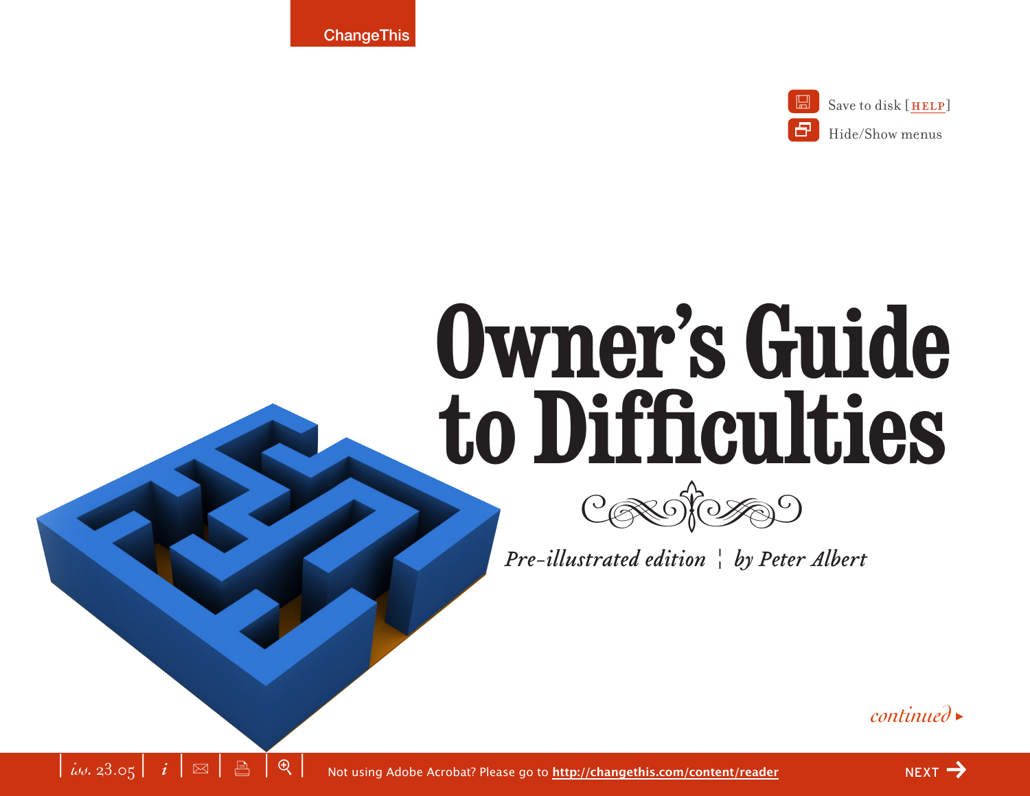# Owner's Guide to Difficulties

*Pre-illustrated edition* | *by Peter Albert*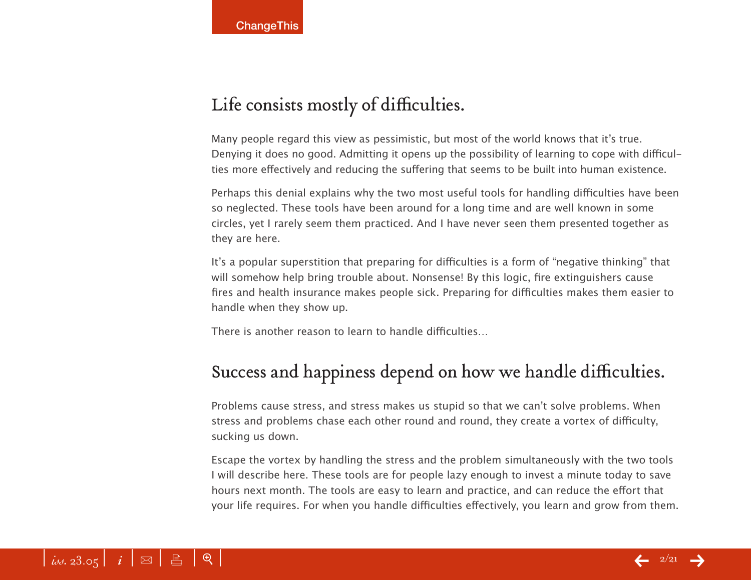## Life consists mostly of difficulties.

Many people regard this view as pessimistic, but most of the world knows that it's true. Denying it does no good. Admitting it opens up the possibility of learning to cope with difficulties more effectively and reducing the suffering that seems to be built into human existence.

Perhaps this denial explains why the two most useful tools for handling difficulties have been so neglected. These tools have been around for a long time and are well known in some circles, yet I rarely seem them practiced. And I have never seen them presented together as they are here.

It's a popular superstition that preparing for difficulties is a form of "negative thinking" that will somehow help bring trouble about. Nonsense! By this logic, fire extinguishers cause fires and health insurance makes people sick. Preparing for difficulties makes them easier to handle when they show up.

There is another reason to learn to handle difficulties…

## Success and happiness depend on how we handle difficulties.

Problems cause stress, and stress makes us stupid so that we can't solve problems. When stress and problems chase each other round and round, they create a vortex of difficulty, sucking us down.

Escape the vortex by handling the stress and the problem simultaneously with the two tools I will describe here. These tools are for people lazy enough to invest a minute today to save hours next month. The tools are easy to learn and practice, and can reduce the effort that your life requires. For when you handle difficulties effectively, you learn and grow from them.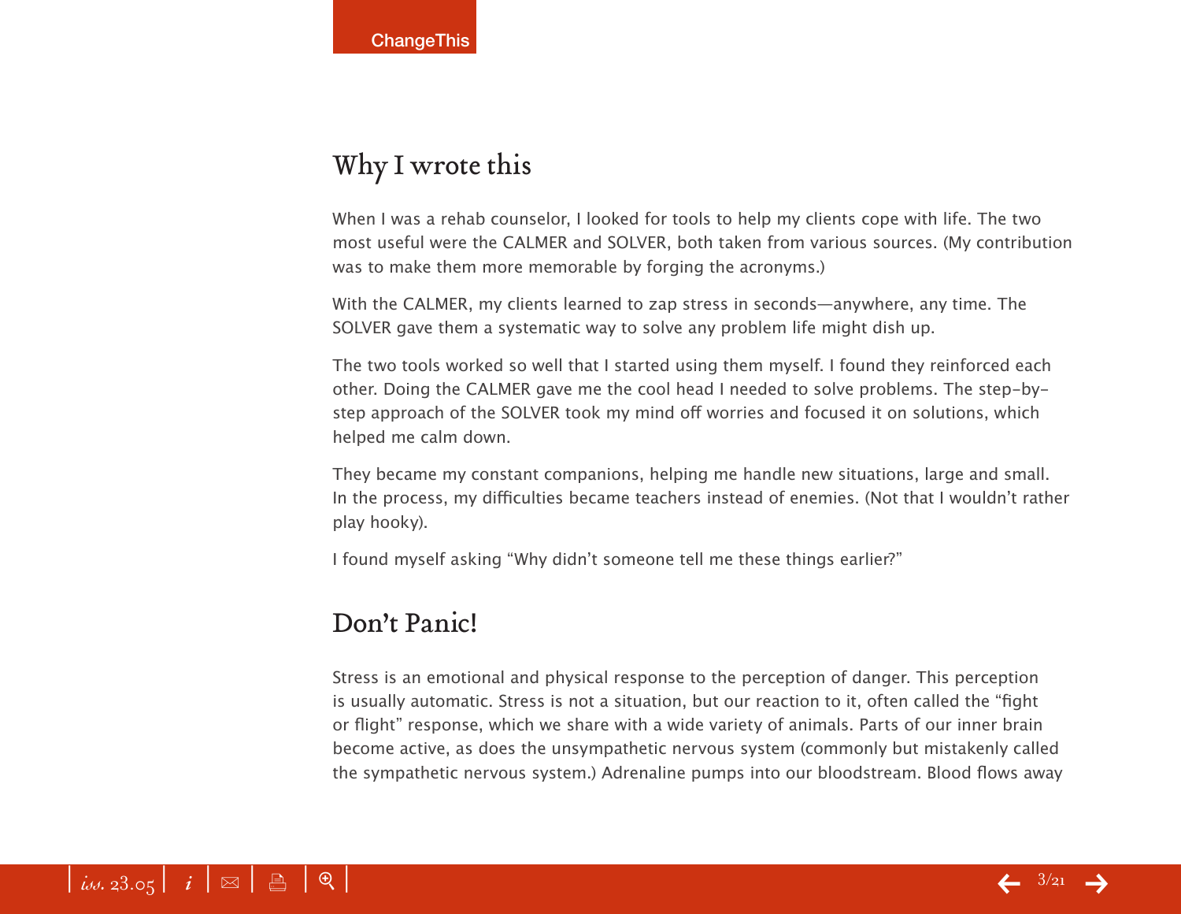## Why I wrote this

When I was a rehab counselor, I looked for tools to help my clients cope with life. The two most useful were the CALMER and SOLVER, both taken from various sources. (My contribution was to make them more memorable by forging the acronyms.)

With the CALMER, my clients learned to zap stress in seconds—anywhere, any time. The SOLVER gave them a systematic way to solve any problem life might dish up.

The two tools worked so well that I started using them myself. I found they reinforced each other. Doing the CALMER gave me the cool head I needed to solve problems. The step-by-step approach of the SOLVER took my mind off worries and focused it on solutions, which helped me calm down.

They became my constant companions, helping me handle new situations, large and small. In the process, my difficulties became teachers instead of enemies. (Not that I wouldn't rather play hooky).

I found myself asking "Why didn't someone tell me these things earlier?"

## Don't Panic!

Stress is an emotional and physical response to the perception of danger. This perception is usually automatic. Stress is not a situation, but our reaction to it, often called the "fight or flight" response, which we share with a wide variety of animals. Parts of our inner brain become active, as does the unsympathetic nervous system (commonly but mistakenly called the sympathetic nervous system.) Adrenaline pumps into our bloodstream. Blood flows away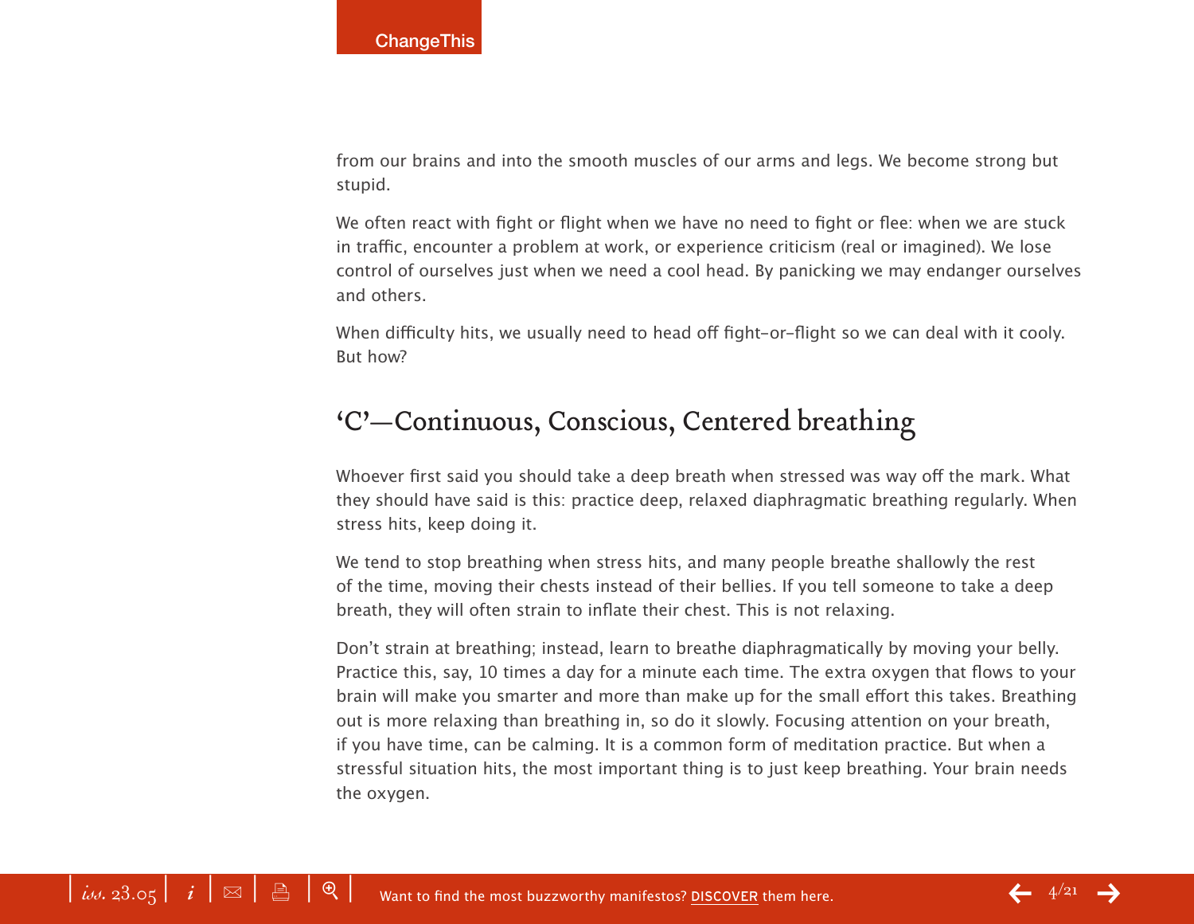from our brains and into the smooth muscles of our arms and legs. We become strong but stupid.

We often react with fight or flight when we have no need to fight or flee: when we are stuck in traffic, encounter a problem at work, or experience criticism (real or imagined). We lose control of ourselves just when we need a cool head. By panicking we may endanger ourselves and others.

When difficulty hits, we usually need to head off fight-or-flight so we can deal with it cooly. But how?

## 'C'—Continuous, Conscious, Centered breathing

Whoever first said you should take a deep breath when stressed was way off the mark. What they should have said is this: practice deep, relaxed diaphragmatic breathing regularly. When stress hits, keep doing it.

We tend to stop breathing when stress hits, and many people breathe shallowly the rest of the time, moving their chests instead of their bellies. If you tell someone to take a deep breath, they will often strain to inflate their chest. This is not relaxing.

Don't strain at breathing; instead, learn to breathe diaphragmatically by moving your belly. Practice this, say, 10 times a day for a minute each time. The extra oxygen that flows to your brain will make you smarter and more than make up for the small effort this takes. Breathing out is more relaxing than breathing in, so do it slowly. Focusing attention on your breath, if you have time, can be calming. It is a common form of meditation practice. But when a stressful situation hits, the most important thing is to just keep breathing. Your brain needs the oxygen.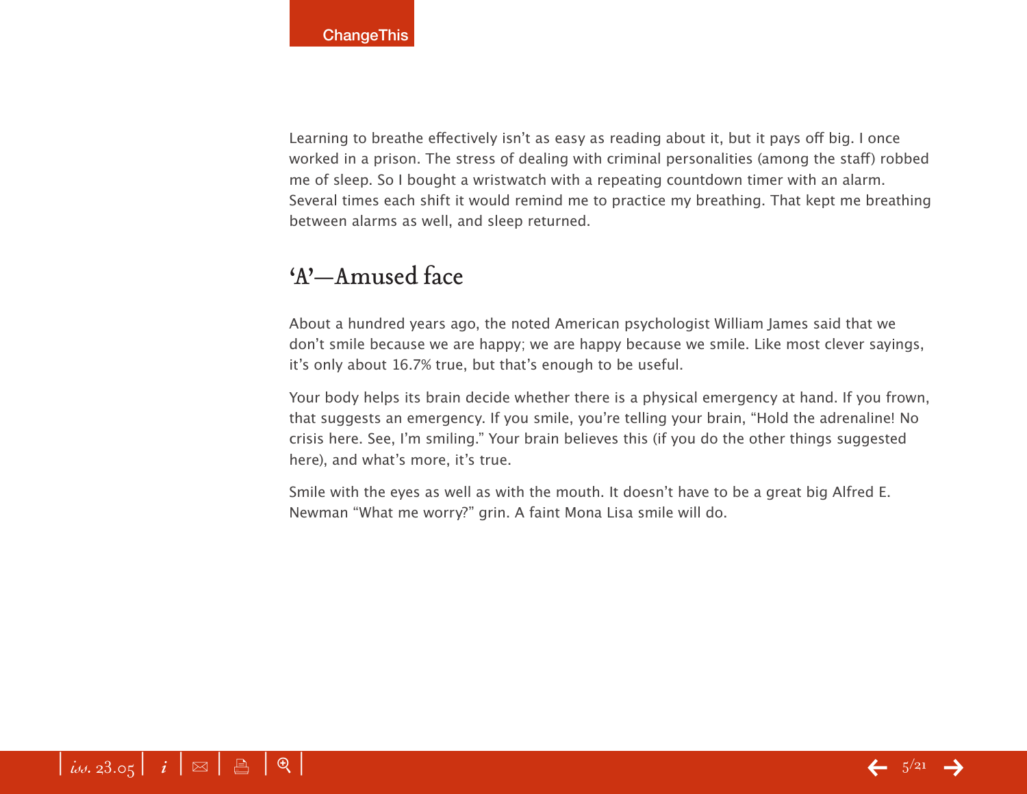Learning to breathe effectively isn't as easy as reading about it, but it pays off big. I once worked in a prison. The stress of dealing with criminal personalities (among the staff) robbed me of sleep. So I bought a wristwatch with a repeating countdown timer with an alarm. Several times each shift it would remind me to practice my breathing. That kept me breathing between alarms as well, and sleep returned.

## 'A'—Amused face

About a hundred years ago, the noted American psychologist William James said that we don't smile because we are happy; we are happy because we smile. Like most clever sayings, it's only about 16.7% true, but that's enough to be useful.

Your body helps its brain decide whether there is a physical emergency at hand. If you frown, that suggests an emergency. If you smile, you're telling your brain, "Hold the adrenaline! No crisis here. See, I'm smiling." Your brain believes this (if you do the other things suggested here), and what's more, it's true.

Smile with the eyes as well as with the mouth. It doesn't have to be a great big Alfred E. Newman "What me worry?" grin. A faint Mona Lisa smile will do.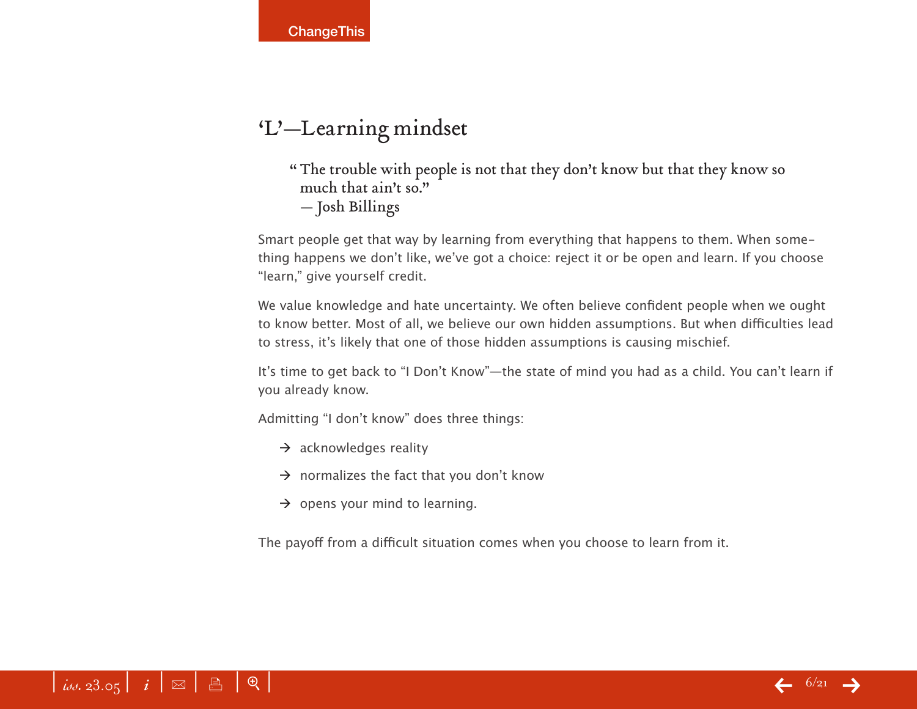## 'L'—Learning mindset

> "The trouble with people is not that they don't know but that they know so much that ain't so."
> — Josh Billings

Smart people get that way by learning from everything that happens to them. When something happens we don't like, we've got a choice: reject it or be open and learn. If you choose "learn," give yourself credit.

We value knowledge and hate uncertainty. We often believe confident people when we ought to know better. Most of all, we believe our own hidden assumptions. But when difficulties lead to stress, it's likely that one of those hidden assumptions is causing mischief.

It's time to get back to "I Don't Know"—the state of mind you had as a child. You can't learn if you already know.

Admitting "I don't know" does three things:

- → acknowledges reality
- → normalizes the fact that you don't know
- → opens your mind to learning.

The payoff from a difficult situation comes when you choose to learn from it.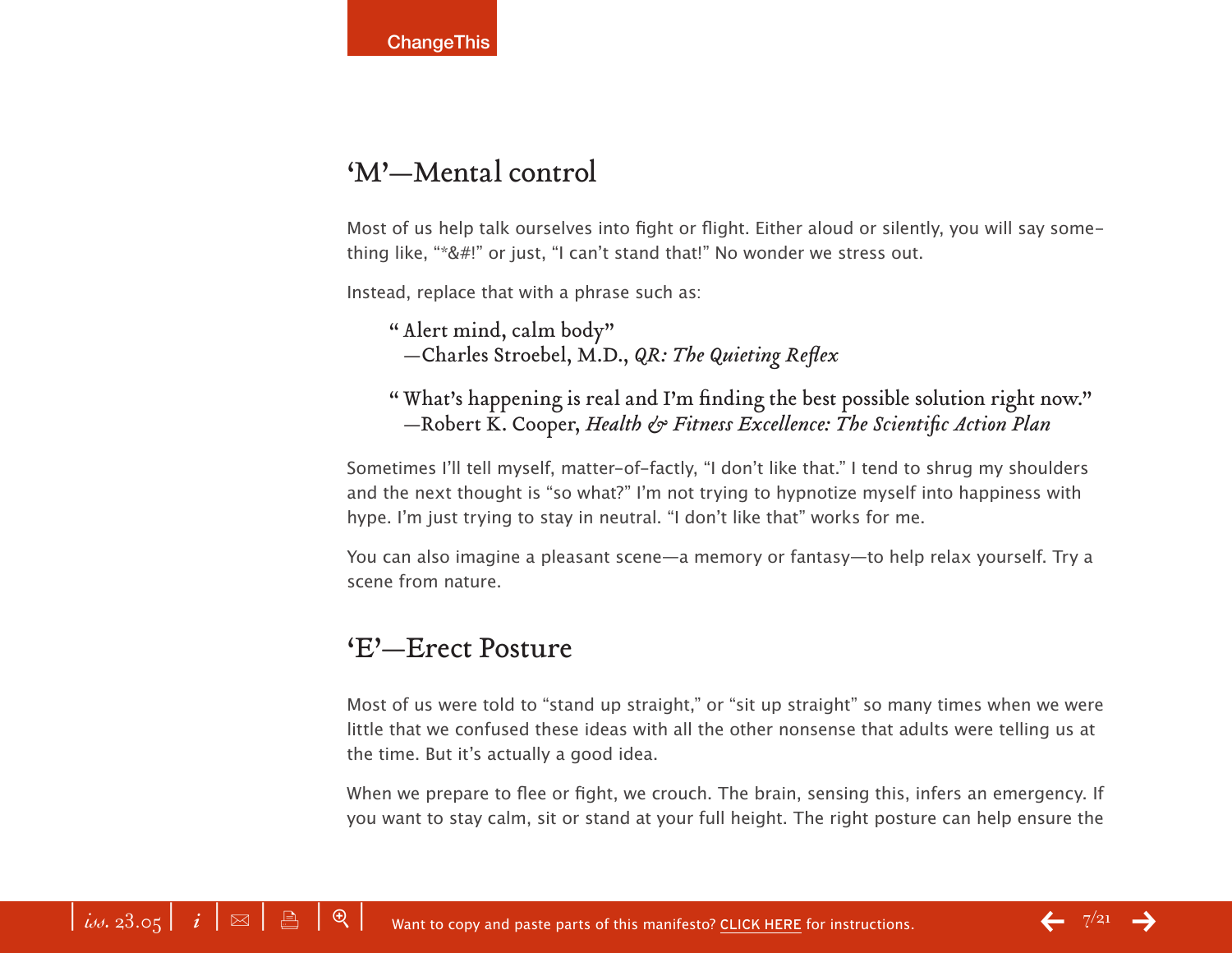## 'M'—Mental control

Most of us help talk ourselves into fight or flight. Either aloud or silently, you will say something like, "*&#!" or just, "I can't stand that!" No wonder we stress out.

Instead, replace that with a phrase such as:

> " Alert mind, calm body"
> —Charles Stroebel, M.D., *QR: The Quieting Reflex*

> " What's happening is real and I'm finding the best possible solution right now."
> —Robert K. Cooper, *Health & Fitness Excellence: The Scientific Action Plan*

Sometimes I'll tell myself, matter-of-factly, "I don't like that." I tend to shrug my shoulders and the next thought is "so what?" I'm not trying to hypnotize myself into happiness with hype. I'm just trying to stay in neutral. "I don't like that" works for me.

You can also imagine a pleasant scene—a memory or fantasy—to help relax yourself. Try a scene from nature.

## 'E'—Erect Posture

Most of us were told to "stand up straight," or "sit up straight" so many times when we were little that we confused these ideas with all the other nonsense that adults were telling us at the time. But it's actually a good idea.

When we prepare to flee or fight, we crouch. The brain, sensing this, infers an emergency. If you want to stay calm, sit or stand at your full height. The right posture can help ensure the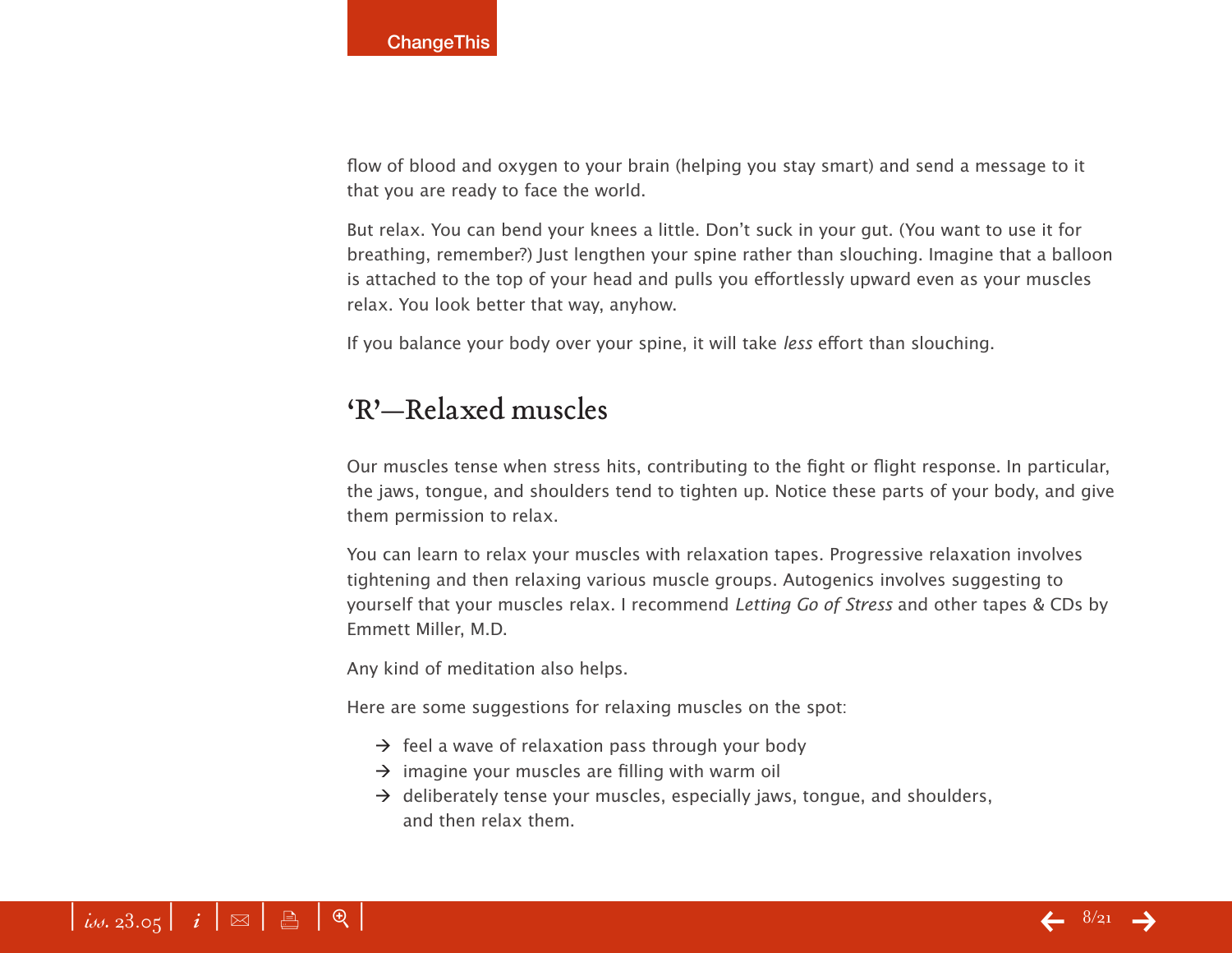flow of blood and oxygen to your brain (helping you stay smart) and send a message to it that you are ready to face the world.

But relax. You can bend your knees a little. Don't suck in your gut. (You want to use it for breathing, remember?) Just lengthen your spine rather than slouching. Imagine that a balloon is attached to the top of your head and pulls you effortlessly upward even as your muscles relax. You look better that way, anyhow.

If you balance your body over your spine, it will take *less* effort than slouching.

## 'R'—Relaxed muscles

Our muscles tense when stress hits, contributing to the fight or flight response. In particular, the jaws, tongue, and shoulders tend to tighten up. Notice these parts of your body, and give them permission to relax.

You can learn to relax your muscles with relaxation tapes. Progressive relaxation involves tightening and then relaxing various muscle groups. Autogenics involves suggesting to yourself that your muscles relax. I recommend *Letting Go of Stress* and other tapes & CDs by Emmett Miller, M.D.

Any kind of meditation also helps.

Here are some suggestions for relaxing muscles on the spot:

- feel a wave of relaxation pass through your body
- imagine your muscles are filling with warm oil
- deliberately tense your muscles, especially jaws, tongue, and shoulders, and then relax them.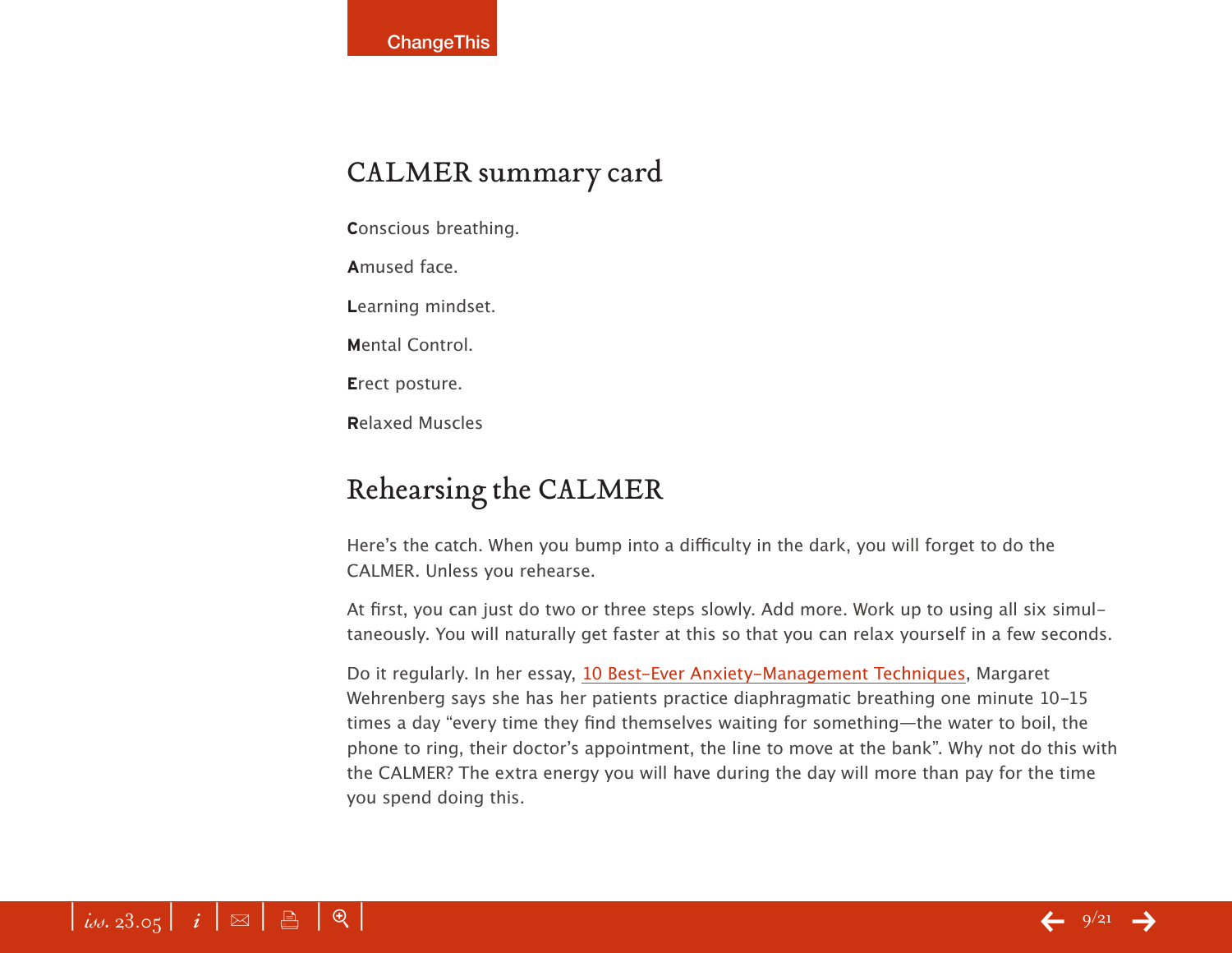## CALMER summary card

**C**onscious breathing.

**A**mused face.

**L**earning mindset.

**M**ental Control.

**E**rect posture.

**R**elaxed Muscles

## Rehearsing the CALMER

Here's the catch. When you bump into a difficulty in the dark, you will forget to do the CALMER. Unless you rehearse.

At first, you can just do two or three steps slowly. Add more. Work up to using all six simultaneously. You will naturally get faster at this so that you can relax yourself in a few seconds.

Do it regularly. In her essay, 10 Best-Ever Anxiety-Management Techniques, Margaret Wehrenberg says she has her patients practice diaphragmatic breathing one minute 10-15 times a day "every time they find themselves waiting for something—the water to boil, the phone to ring, their doctor's appointment, the line to move at the bank". Why not do this with the CALMER? The extra energy you will have during the day will more than pay for the time you spend doing this.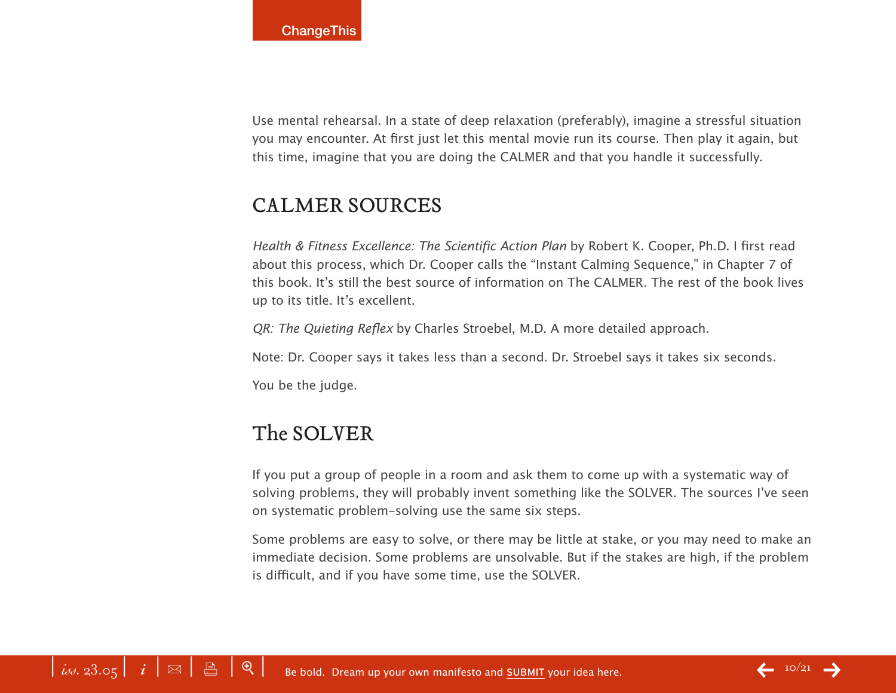Use mental rehearsal. In a state of deep relaxation (preferably), imagine a stressful situation you may encounter. At first just let this mental movie run its course. Then play it again, but this time, imagine that you are doing the CALMER and that you handle it successfully.

## CALMER SOURCES

*Health & Fitness Excellence: The Scientific Action Plan* by Robert K. Cooper, Ph.D. I first read about this process, which Dr. Cooper calls the "Instant Calming Sequence," in Chapter 7 of this book. It's still the best source of information on The CALMER. The rest of the book lives up to its title. It's excellent.

*QR: The Quieting Reflex* by Charles Stroebel, M.D. A more detailed approach.

Note: Dr. Cooper says it takes less than a second. Dr. Stroebel says it takes six seconds.

You be the judge.

## The SOLVER

If you put a group of people in a room and ask them to come up with a systematic way of solving problems, they will probably invent something like the SOLVER. The sources I've seen on systematic problem-solving use the same six steps.

Some problems are easy to solve, or there may be little at stake, or you may need to make an immediate decision. Some problems are unsolvable. But if the stakes are high, if the problem is difficult, and if you have some time, use the SOLVER.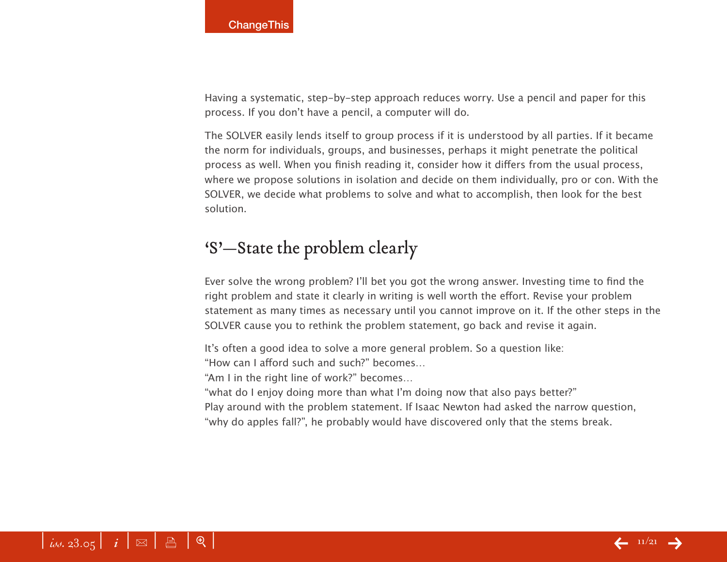Having a systematic, step-by-step approach reduces worry. Use a pencil and paper for this process. If you don't have a pencil, a computer will do.

The SOLVER easily lends itself to group process if it is understood by all parties. If it became the norm for individuals, groups, and businesses, perhaps it might penetrate the political process as well. When you finish reading it, consider how it differs from the usual process, where we propose solutions in isolation and decide on them individually, pro or con. With the SOLVER, we decide what problems to solve and what to accomplish, then look for the best solution.

## 'S'—State the problem clearly

Ever solve the wrong problem? I'll bet you got the wrong answer. Investing time to find the right problem and state it clearly in writing is well worth the effort. Revise your problem statement as many times as necessary until you cannot improve on it. If the other steps in the SOLVER cause you to rethink the problem statement, go back and revise it again.

It's often a good idea to solve a more general problem. So a question like:
"How can I afford such and such?" becomes…
"Am I in the right line of work?" becomes…
"what do I enjoy doing more than what I'm doing now that also pays better?"
Play around with the problem statement. If Isaac Newton had asked the narrow question, "why do apples fall?", he probably would have discovered only that the stems break.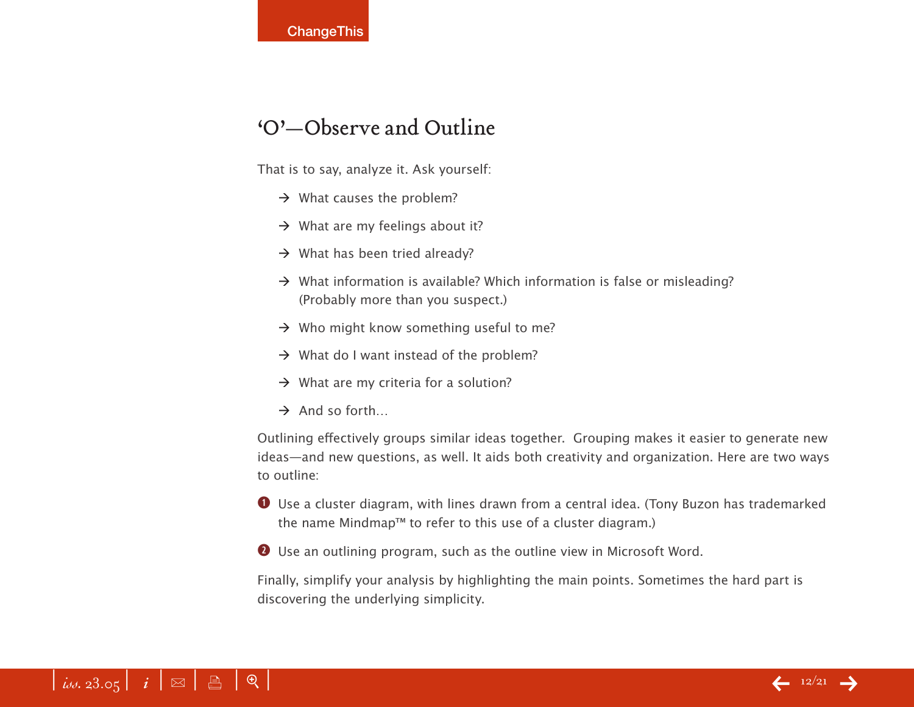## 'O'—Observe and Outline

That is to say, analyze it. Ask yourself:

- → What causes the problem?
- → What are my feelings about it?
- → What has been tried already?
- → What information is available? Which information is false or misleading? (Probably more than you suspect.)
- → Who might know something useful to me?
- → What do I want instead of the problem?
- → What are my criteria for a solution?
- → And so forth…

Outlining effectively groups similar ideas together. Grouping makes it easier to generate new ideas—and new questions, as well. It aids both creativity and organization. Here are two ways to outline:

1. Use a cluster diagram, with lines drawn from a central idea. (Tony Buzon has trademarked the name Mindmap™ to refer to this use of a cluster diagram.)
2. Use an outlining program, such as the outline view in Microsoft Word.

Finally, simplify your analysis by highlighting the main points. Sometimes the hard part is discovering the underlying simplicity.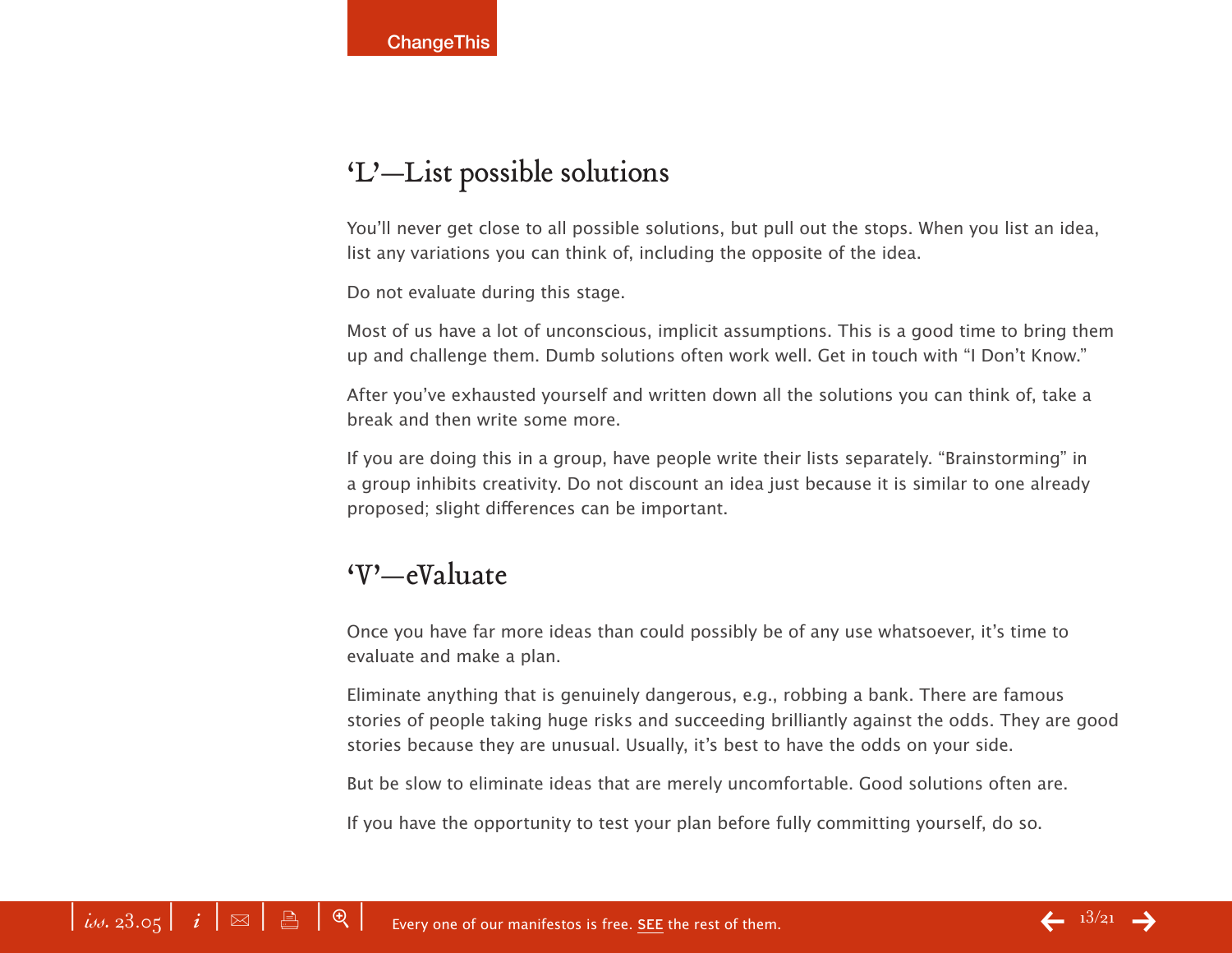## 'L'—List possible solutions

You'll never get close to all possible solutions, but pull out the stops. When you list an idea, list any variations you can think of, including the opposite of the idea.

Do not evaluate during this stage.

Most of us have a lot of unconscious, implicit assumptions. This is a good time to bring them up and challenge them. Dumb solutions often work well. Get in touch with "I Don't Know."

After you've exhausted yourself and written down all the solutions you can think of, take a break and then write some more.

If you are doing this in a group, have people write their lists separately. "Brainstorming" in a group inhibits creativity. Do not discount an idea just because it is similar to one already proposed; slight differences can be important.

## 'V'—eValuate

Once you have far more ideas than could possibly be of any use whatsoever, it's time to evaluate and make a plan.

Eliminate anything that is genuinely dangerous, e.g., robbing a bank. There are famous stories of people taking huge risks and succeeding brilliantly against the odds. They are good stories because they are unusual. Usually, it's best to have the odds on your side.

But be slow to eliminate ideas that are merely uncomfortable. Good solutions often are.

If you have the opportunity to test your plan before fully committing yourself, do so.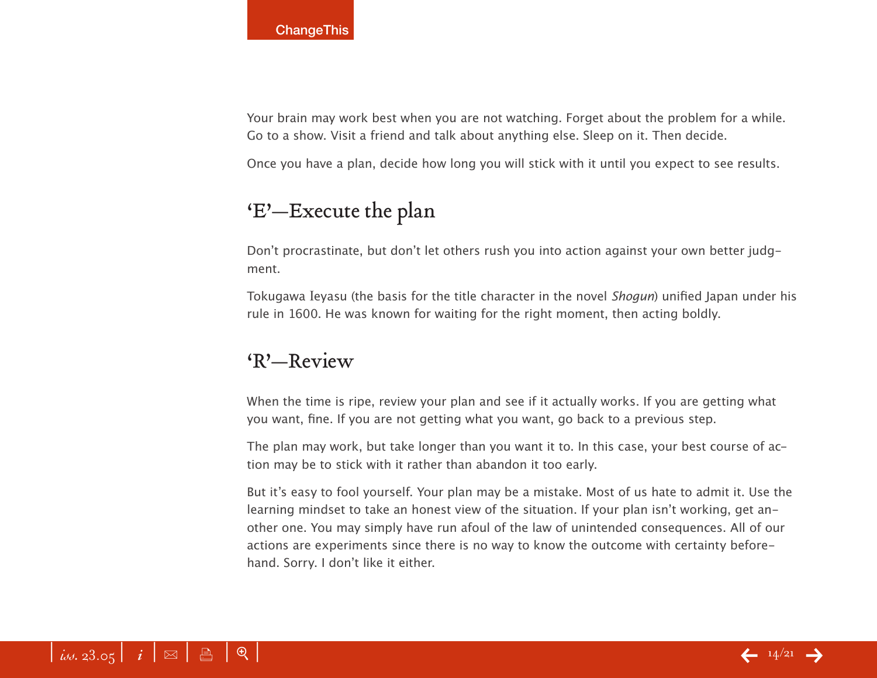Your brain may work best when you are not watching. Forget about the problem for a while. Go to a show. Visit a friend and talk about anything else. Sleep on it. Then decide.

Once you have a plan, decide how long you will stick with it until you expect to see results.

## 'E'—Execute the plan

Don't procrastinate, but don't let others rush you into action against your own better judgment.

Tokugawa Ieyasu (the basis for the title character in the novel *Shogun*) unified Japan under his rule in 1600. He was known for waiting for the right moment, then acting boldly.

## 'R'—Review

When the time is ripe, review your plan and see if it actually works. If you are getting what you want, fine. If you are not getting what you want, go back to a previous step.

The plan may work, but take longer than you want it to. In this case, your best course of action may be to stick with it rather than abandon it too early.

But it's easy to fool yourself. Your plan may be a mistake. Most of us hate to admit it. Use the learning mindset to take an honest view of the situation. If your plan isn't working, get another one. You may simply have run afoul of the law of unintended consequences. All of our actions are experiments since there is no way to know the outcome with certainty beforehand. Sorry. I don't like it either.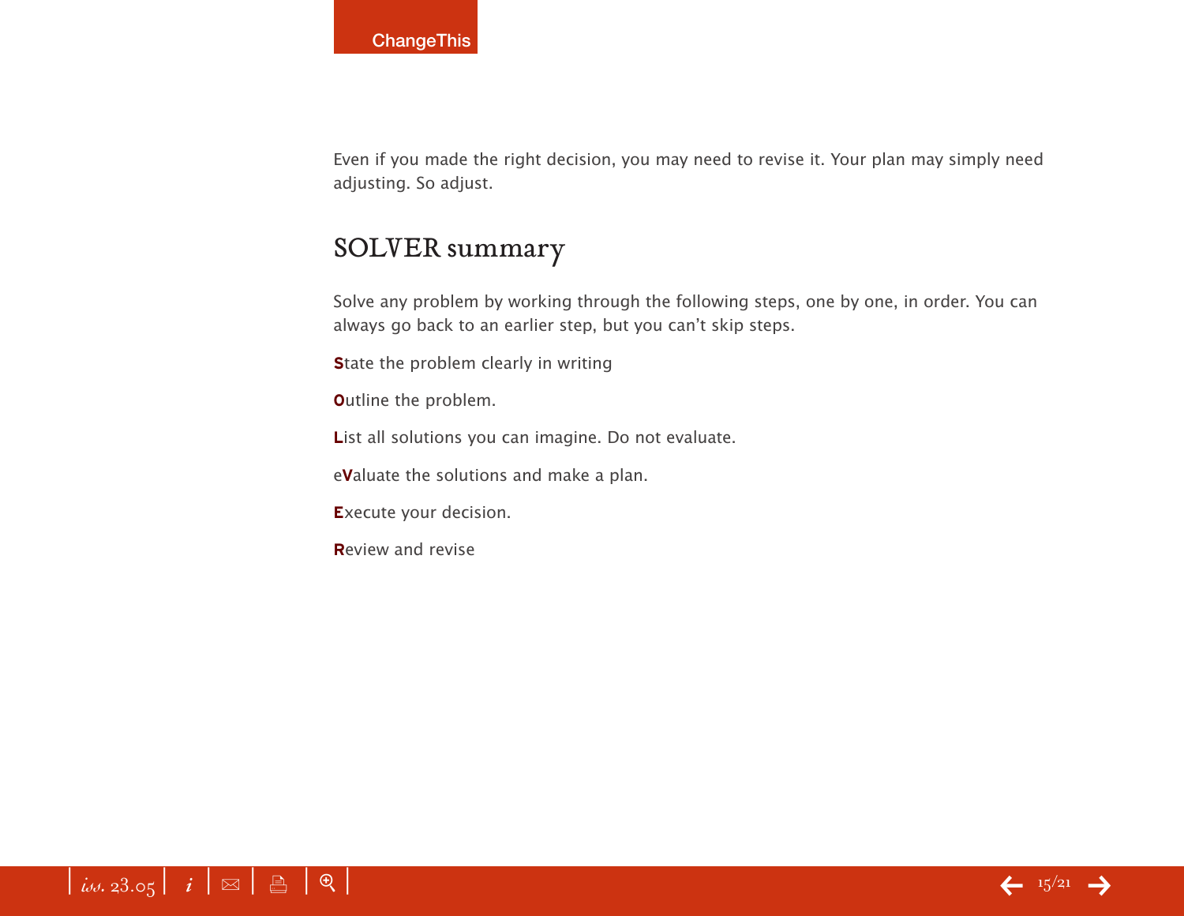Even if you made the right decision, you may need to revise it. Your plan may simply need adjusting. So adjust.

## SOLVER summary

Solve any problem by working through the following steps, one by one, in order. You can always go back to an earlier step, but you can't skip steps.

**S**tate the problem clearly in writing

**O**utline the problem.

**L**ist all solutions you can imagine. Do not evaluate.

e**V**aluate the solutions and make a plan.

**E**xecute your decision.

**R**eview and revise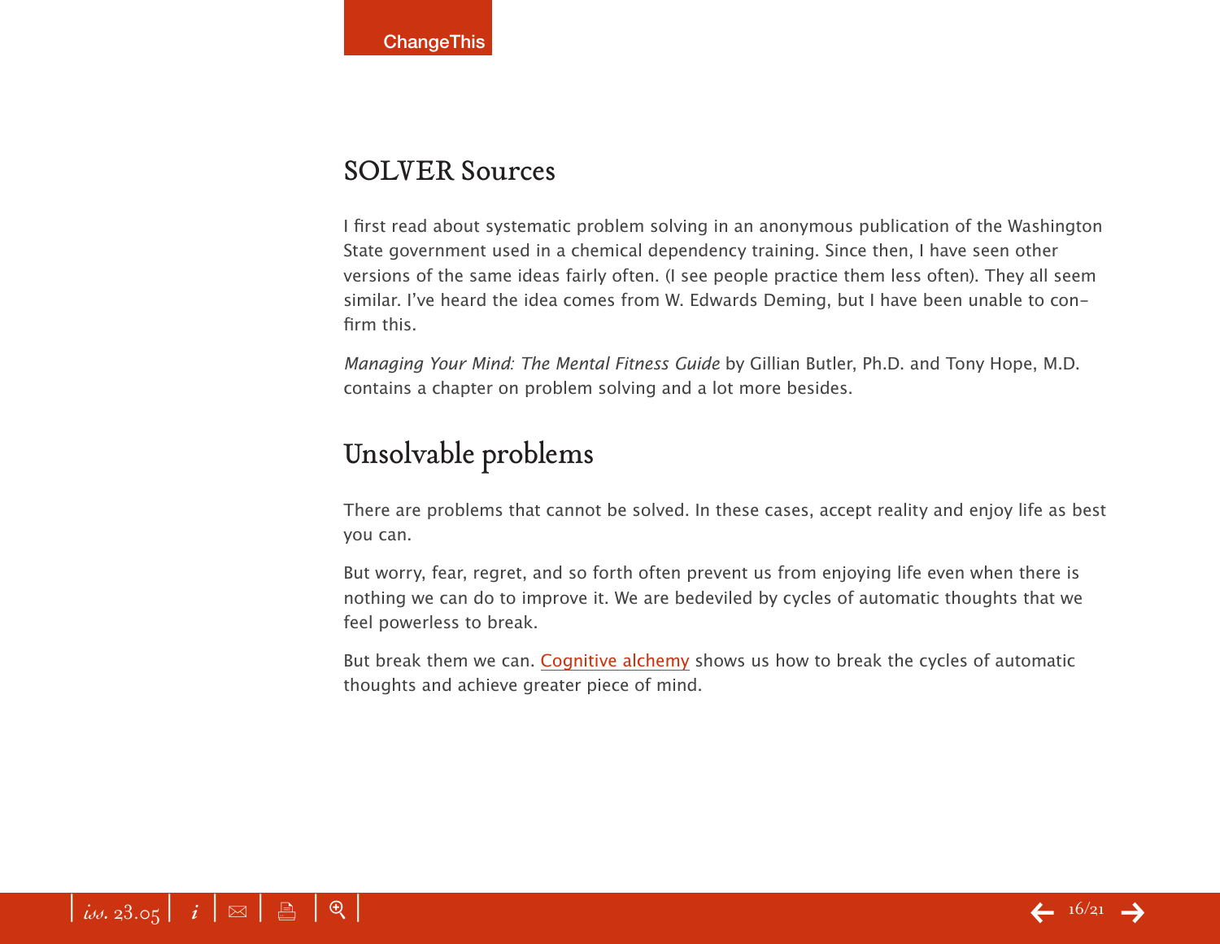## SOLVER Sources

I first read about systematic problem solving in an anonymous publication of the Washington State government used in a chemical dependency training. Since then, I have seen other versions of the same ideas fairly often. (I see people practice them less often). They all seem similar. I've heard the idea comes from W. Edwards Deming, but I have been unable to confirm this.

*Managing Your Mind: The Mental Fitness Guide* by Gillian Butler, Ph.D. and Tony Hope, M.D. contains a chapter on problem solving and a lot more besides.

## Unsolvable problems

There are problems that cannot be solved. In these cases, accept reality and enjoy life as best you can.

But worry, fear, regret, and so forth often prevent us from enjoying life even when there is nothing we can do to improve it. We are bedeviled by cycles of automatic thoughts that we feel powerless to break.

But break them we can. Cognitive alchemy shows us how to break the cycles of automatic thoughts and achieve greater piece of mind.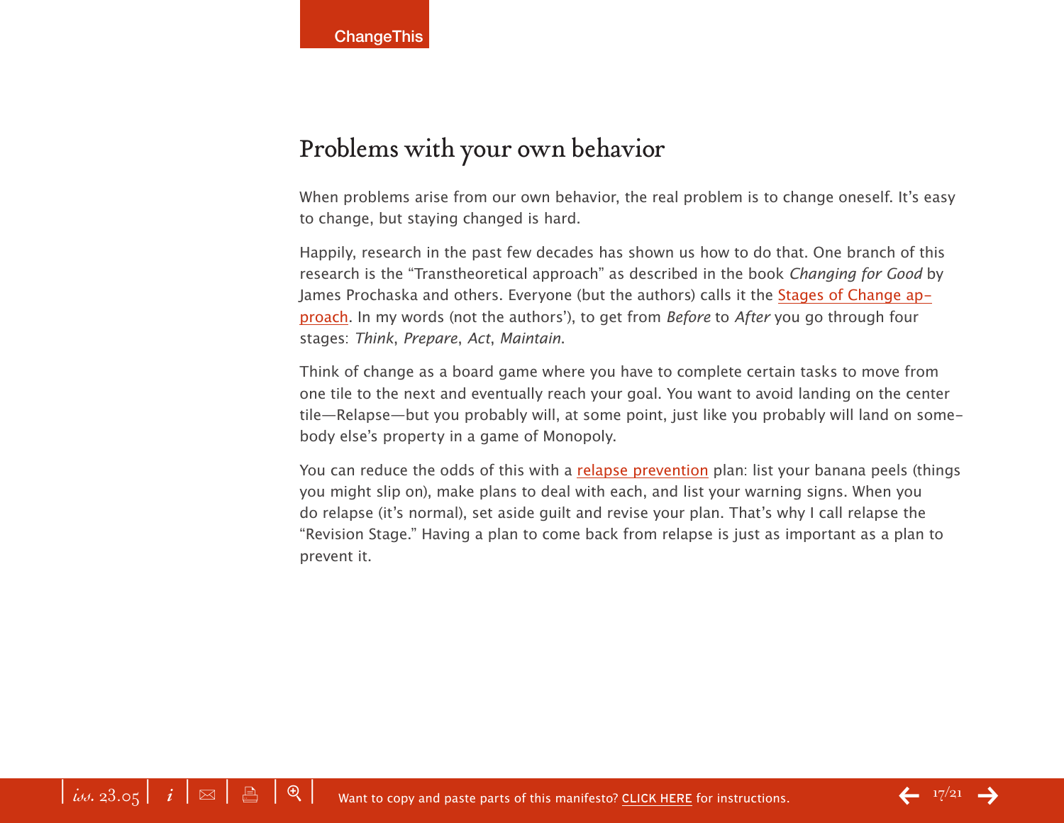## Problems with your own behavior

When problems arise from our own behavior, the real problem is to change oneself. It's easy to change, but staying changed is hard.

Happily, research in the past few decades has shown us how to do that. One branch of this research is the "Transtheoretical approach" as described in the book *Changing for Good* by James Prochaska and others. Everyone (but the authors) calls it the Stages of Change approach. In my words (not the authors'), to get from *Before* to *After* you go through four stages: *Think*, *Prepare*, *Act*, *Maintain*.

Think of change as a board game where you have to complete certain tasks to move from one tile to the next and eventually reach your goal. You want to avoid landing on the center tile—Relapse—but you probably will, at some point, just like you probably will land on somebody else's property in a game of Monopoly.

You can reduce the odds of this with a relapse prevention plan: list your banana peels (things you might slip on), make plans to deal with each, and list your warning signs. When you do relapse (it's normal), set aside guilt and revise your plan. That's why I call relapse the "Revision Stage." Having a plan to come back from relapse is just as important as a plan to prevent it.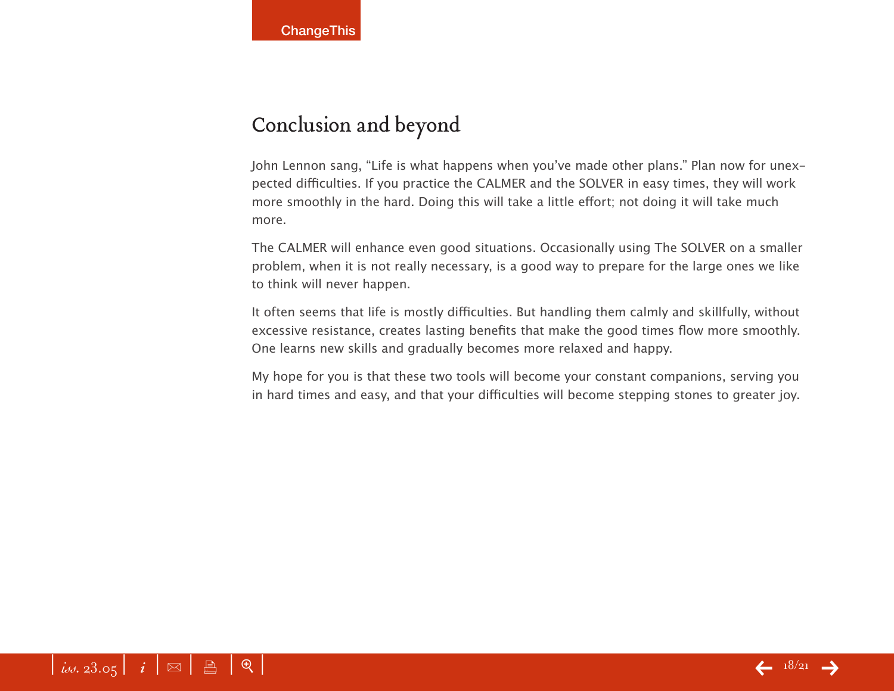## Conclusion and beyond

John Lennon sang, “Life is what happens when you’ve made other plans.” Plan now for unexpected difficulties. If you practice the CALMER and the SOLVER in easy times, they will work more smoothly in the hard. Doing this will take a little effort; not doing it will take much more.

The CALMER will enhance even good situations. Occasionally using The SOLVER on a smaller problem, when it is not really necessary, is a good way to prepare for the large ones we like to think will never happen.

It often seems that life is mostly difficulties. But handling them calmly and skillfully, without excessive resistance, creates lasting benefits that make the good times flow more smoothly. One learns new skills and gradually becomes more relaxed and happy.

My hope for you is that these two tools will become your constant companions, serving you in hard times and easy, and that your difficulties will become stepping stones to greater joy.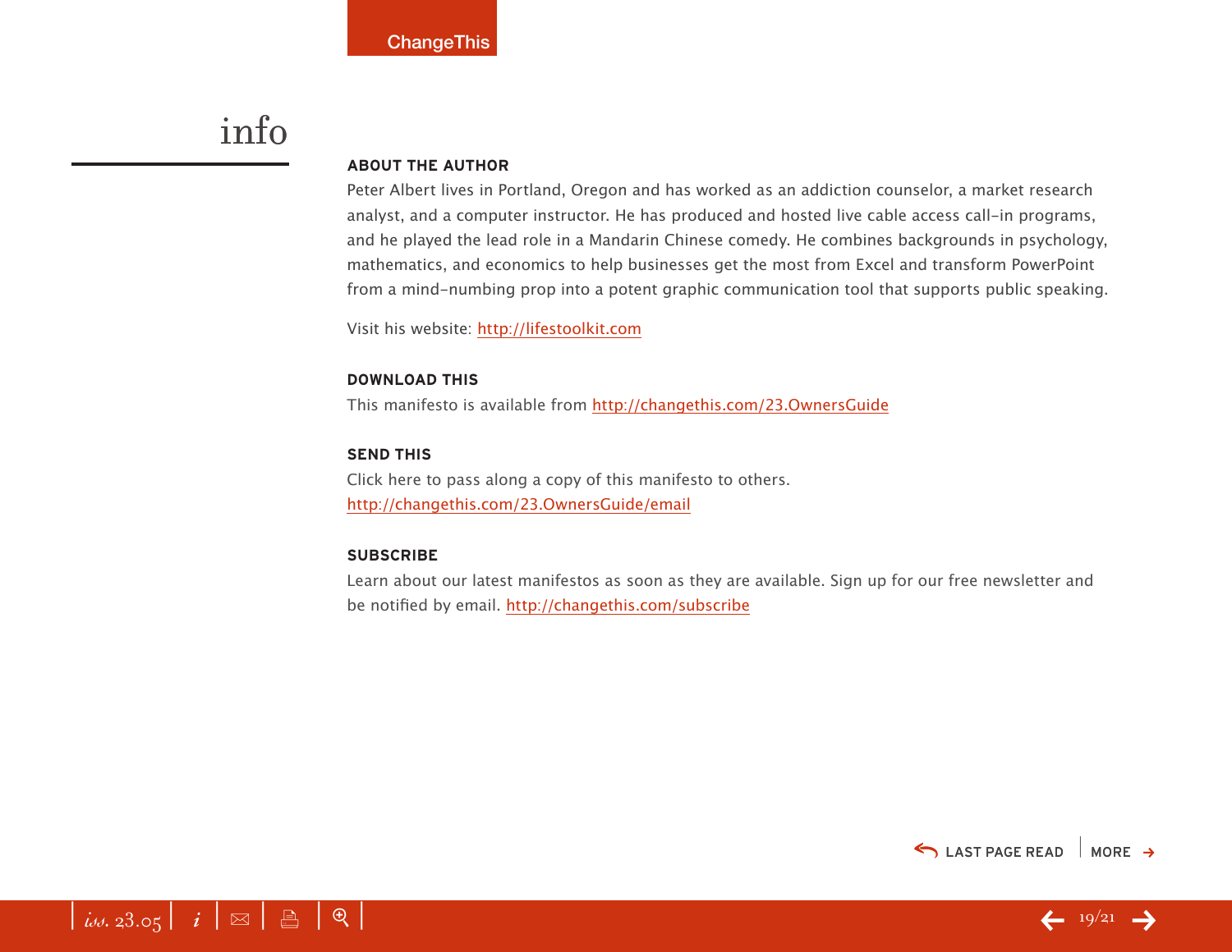# info

### ABOUT THE AUTHOR

Peter Albert lives in Portland, Oregon and has worked as an addiction counselor, a market research analyst, and a computer instructor. He has produced and hosted live cable access call-in programs, and he played the lead role in a Mandarin Chinese comedy. He combines backgrounds in psychology, mathematics, and economics to help businesses get the most from Excel and transform PowerPoint from a mind-numbing prop into a potent graphic communication tool that supports public speaking.

Visit his website: http://lifestoolkit.com

### DOWNLOAD THIS

This manifesto is available from http://changethis.com/23.OwnersGuide

### SEND THIS

Click here to pass along a copy of this manifesto to others.
http://changethis.com/23.OwnersGuide/email

### SUBSCRIBE

Learn about our latest manifestos as soon as they are available. Sign up for our free newsletter and be notified by email. http://changethis.com/subscribe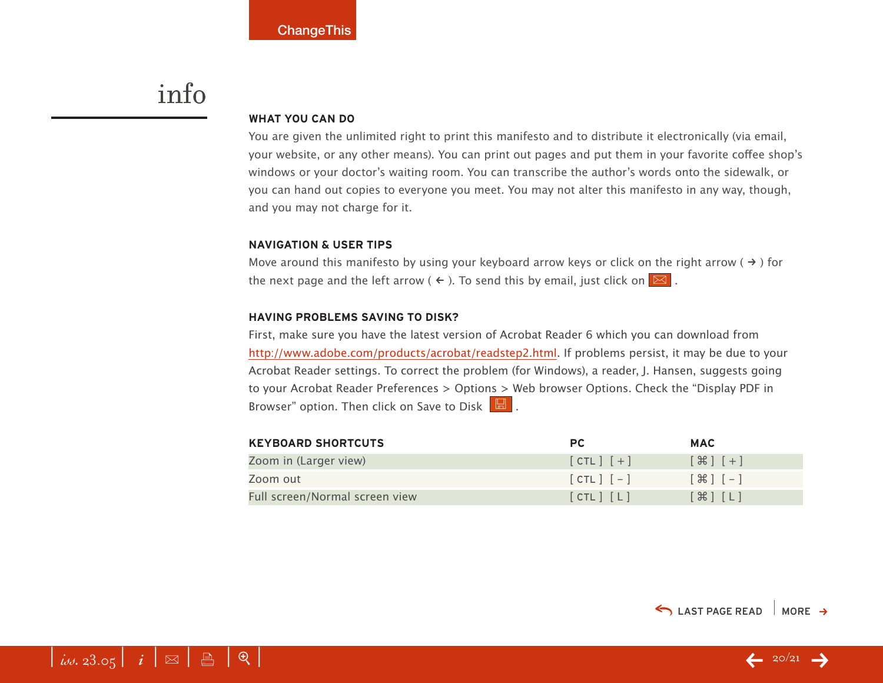# info

### WHAT YOU CAN DO

You are given the unlimited right to print this manifesto and to distribute it electronically (via email, your website, or any other means). You can print out pages and put them in your favorite coffee shop's windows or your doctor's waiting room. You can transcribe the author's words onto the sidewalk, or you can hand out copies to everyone you meet. You may not alter this manifesto in any way, though, and you may not charge for it.

### NAVIGATION & USER TIPS

Move around this manifesto by using your keyboard arrow keys or click on the right arrow ( → ) for the next page and the left arrow ( ← ). To send this by email, just click on ✉ .

### HAVING PROBLEMS SAVING TO DISK?

First, make sure you have the latest version of Acrobat Reader 6 which you can download from http://www.adobe.com/products/acrobat/readstep2.html. If problems persist, it may be due to your Acrobat Reader settings. To correct the problem (for Windows), a reader, J. Hansen, suggests going to your Acrobat Reader Preferences > Options > Web browser Options. Check the "Display PDF in Browser" option. Then click on Save to Disk .

| KEYBOARD SHORTCUTS | PC | MAC |
|---|---|---|
| Zoom in (Larger view) | [ CTL ] [ + ] | [ ⌘ ] [ + ] |
| Zoom out | [ CTL ] [ - ] | [ ⌘ ] [ - ] |
| Full screen/Normal screen view | [ CTL ] [ L ] | [ ⌘ ] [ L ] |

LAST PAGE READ | MORE →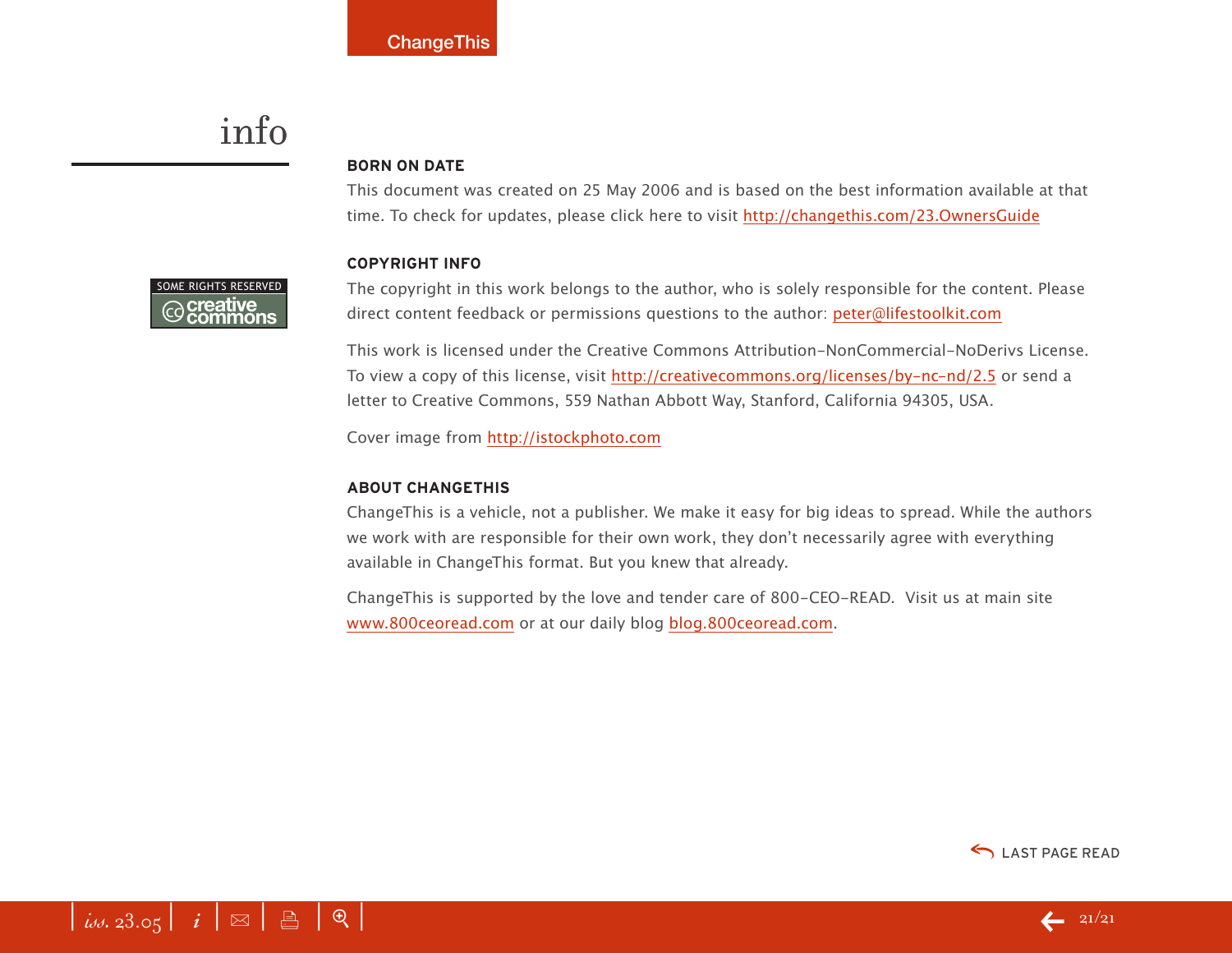# info

### BORN ON DATE

This document was created on 25 May 2006 and is based on the best information available at that time. To check for updates, please click here to visit http://changethis.com/23.OwnersGuide

### COPYRIGHT INFO

SOME RIGHTS RESERVED
creative commons

The copyright in this work belongs to the author, who is solely responsible for the content. Please direct content feedback or permissions questions to the author: peter@lifestoolkit.com

This work is licensed under the Creative Commons Attribution-NonCommercial-NoDerivs License. To view a copy of this license, visit http://creativecommons.org/licenses/by-nc-nd/2.5 or send a letter to Creative Commons, 559 Nathan Abbott Way, Stanford, California 94305, USA.

Cover image from http://istockphoto.com

### ABOUT CHANGETHIS

ChangeThis is a vehicle, not a publisher. We make it easy for big ideas to spread. While the authors we work with are responsible for their own work, they don't necessarily agree with everything available in ChangeThis format. But you knew that already.

ChangeThis is supported by the love and tender care of 800-CEO-READ. Visit us at main site www.800ceoread.com or at our daily blog blog.800ceoread.com.